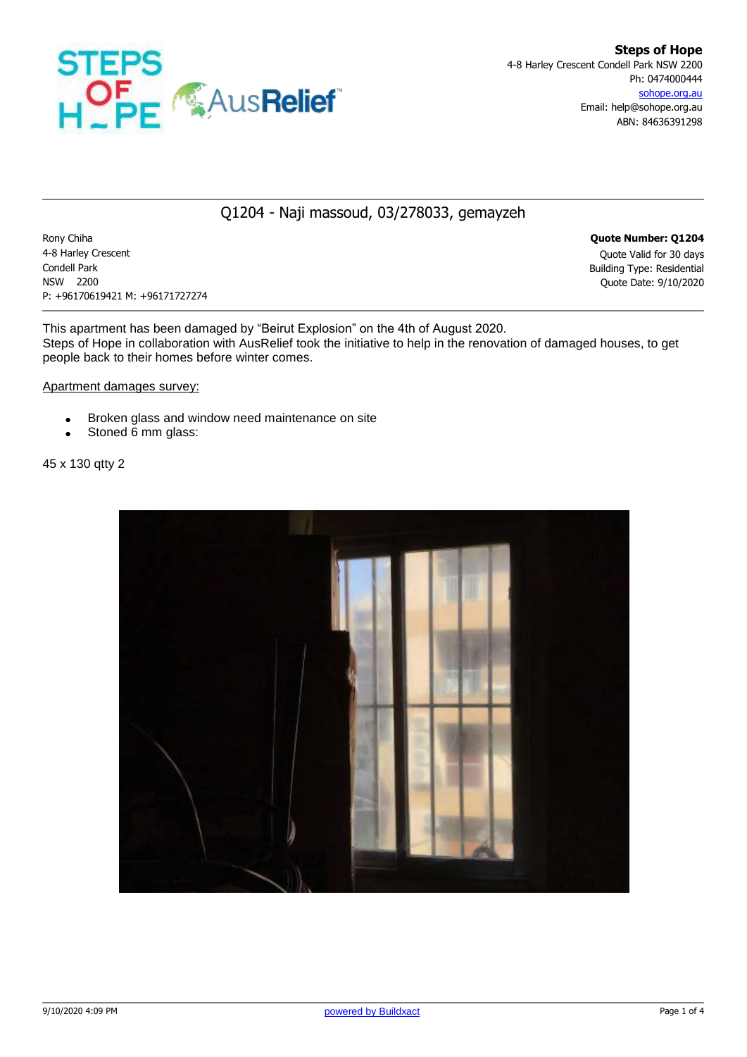**Steps of Hope**
4-8 Harley Crescent Condell Park NSW 2200
Ph: 0474000444
sohope.org.au
Email: help@sohope.org.au
ABN: 84636391298

# Q1204 - Naji massoud, 03/278033, gemayzeh

Rony Chiha
4-8 Harley Crescent
Condell Park
NSW 2200
P: +96170619421 M: +96171727274

**Quote Number: Q1204**
Quote Valid for 30 days
Building Type: Residential
Quote Date: 9/10/2020

This apartment has been damaged by "Beirut Explosion" on the 4th of August 2020.
Steps of Hope in collaboration with AusRelief took the initiative to help in the renovation of damaged houses, to get people back to their homes before winter comes.

Apartment damages survey:

- Broken glass and window need maintenance on site
- Stoned 6 mm glass:

45 x 130 qtty 2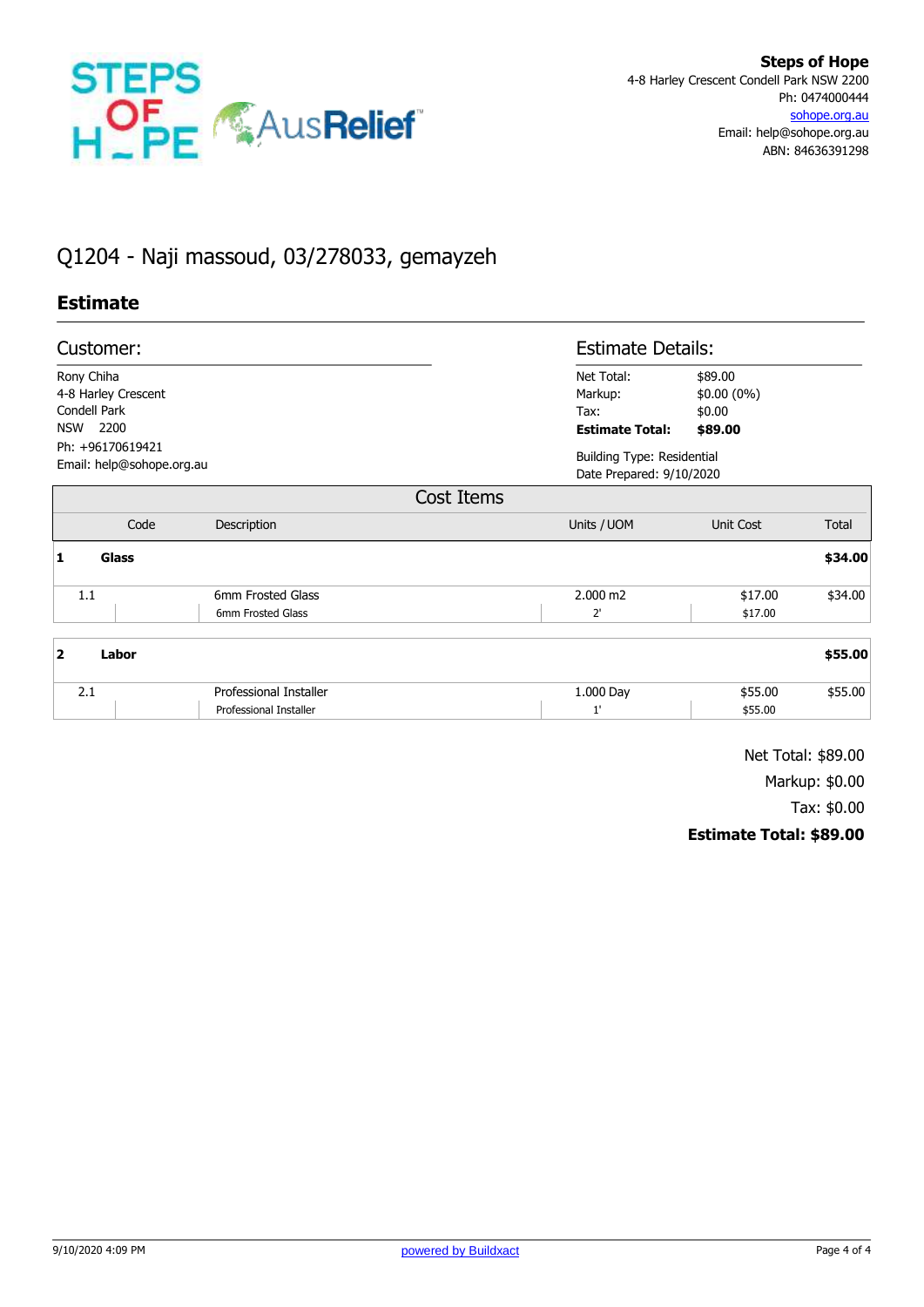**Steps of Hope**
4-8 Harley Crescent Condell Park NSW 2200
Ph: 0474000444
sohope.org.au
Email: help@sohope.org.au
ABN: 84636391298

# Q1204 - Naji massoud, 03/278033, gemayzeh

## Estimate

### Customer:

Rony Chiha
4-8 Harley Crescent
Condell Park
NSW 2200
Ph: +96170619421
Email: help@sohope.org.au

### Estimate Details:

Net Total: $89.00
Markup: $0.00 (0%)
Tax: $0.00
**Estimate Total: $89.00**

Building Type: Residential
Date Prepared: 9/10/2020

### Cost Items

| | Code | Description | Units / UOM | Unit Cost | Total |
|---|---|---|---|---|---|
| **1** | **Glass** | | | | **$34.00** |
| 1.1 | | 6mm Frosted Glass<br>6mm Frosted Glass | 2.000 m2<br>2' | $17.00<br>$17.00 | $34.00 |
| **2** | **Labor** | | | | **$55.00** |
| 2.1 | | Professional Installer<br>Professional Installer | 1.000 Day<br>1' | $55.00<br>$55.00 | $55.00 |

Net Total: $89.00
Markup: $0.00
Tax: $0.00
**Estimate Total: $89.00**

9/10/2020 4:09 PM
powered by Buildxact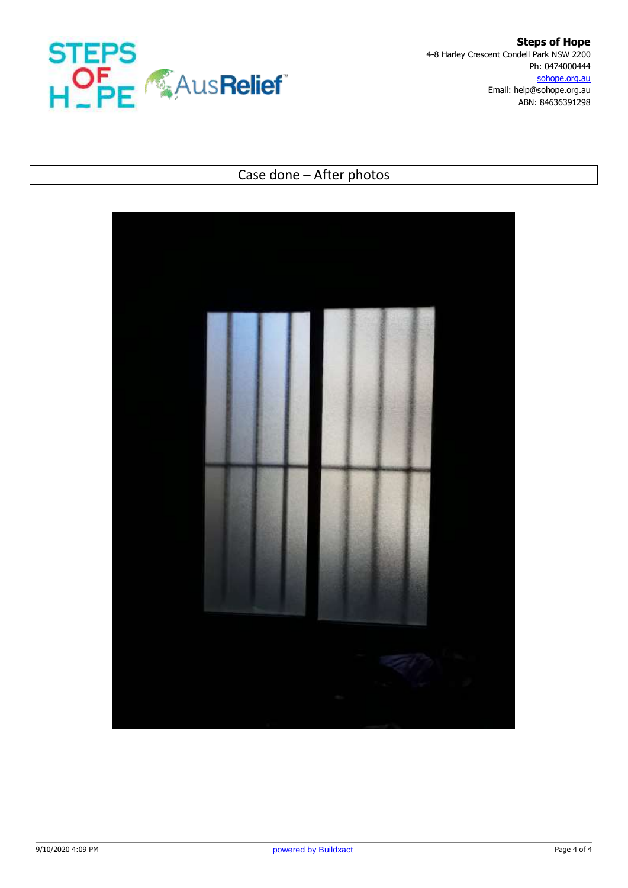**Steps of Hope**
4-8 Harley Crescent Condell Park NSW 2200
Ph: 0474000444
sohope.org.au
Email: help@sohope.org.au
ABN: 84636391298

## Case done – After photos